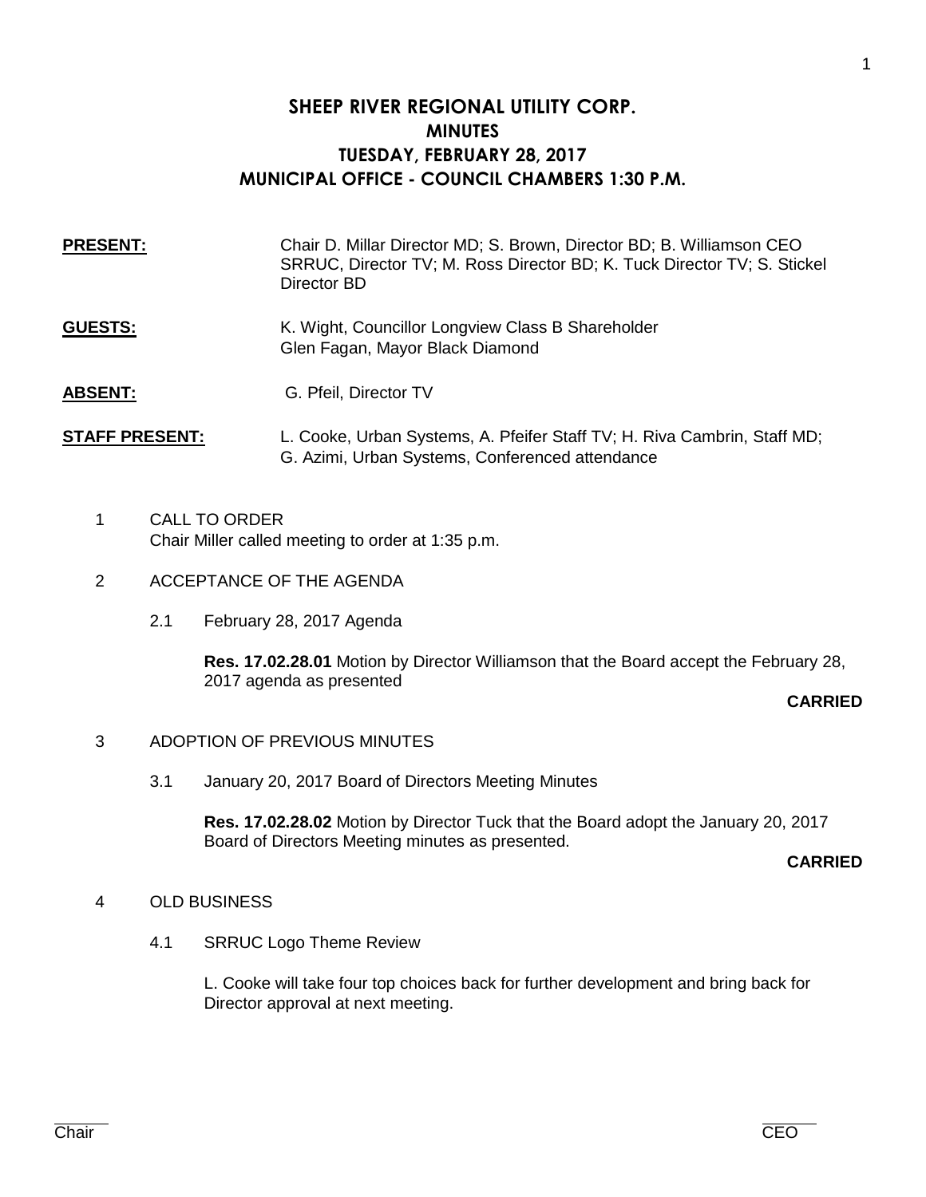# SHEEP RIVER REGIONAL UTILITY CORP.
## MINUTES
## TUESDAY, FEBRUARY 28, 2017
## MUNICIPAL OFFICE - COUNCIL CHAMBERS 1:30 P.M.

**PRESENT:** Chair D. Millar Director MD; S. Brown, Director BD; B. Williamson CEO SRRUC, Director TV; M. Ross Director BD; K. Tuck Director TV; S. Stickel Director BD

**GUESTS:** K. Wight, Councillor Longview Class B Shareholder
Glen Fagan, Mayor Black Diamond

**ABSENT:** G. Pfeil, Director TV

**STAFF PRESENT:** L. Cooke, Urban Systems, A. Pfeifer Staff TV; H. Riva Cambrin, Staff MD; G. Azimi, Urban Systems, Conferenced attendance

1 CALL TO ORDER
Chair Miller called meeting to order at 1:35 p.m.

2 ACCEPTANCE OF THE AGENDA

2.1 February 28, 2017 Agenda

**Res. 17.02.28.01** Motion by Director Williamson that the Board accept the February 28, 2017 agenda as presented

**CARRIED**

3 ADOPTION OF PREVIOUS MINUTES

3.1 January 20, 2017 Board of Directors Meeting Minutes

**Res. 17.02.28.02** Motion by Director Tuck that the Board adopt the January 20, 2017 Board of Directors Meeting minutes as presented.

**CARRIED**

4 OLD BUSINESS

4.1 SRRUC Logo Theme Review

L. Cooke will take four top choices back for further development and bring back for Director approval at next meeting.

Chair CEO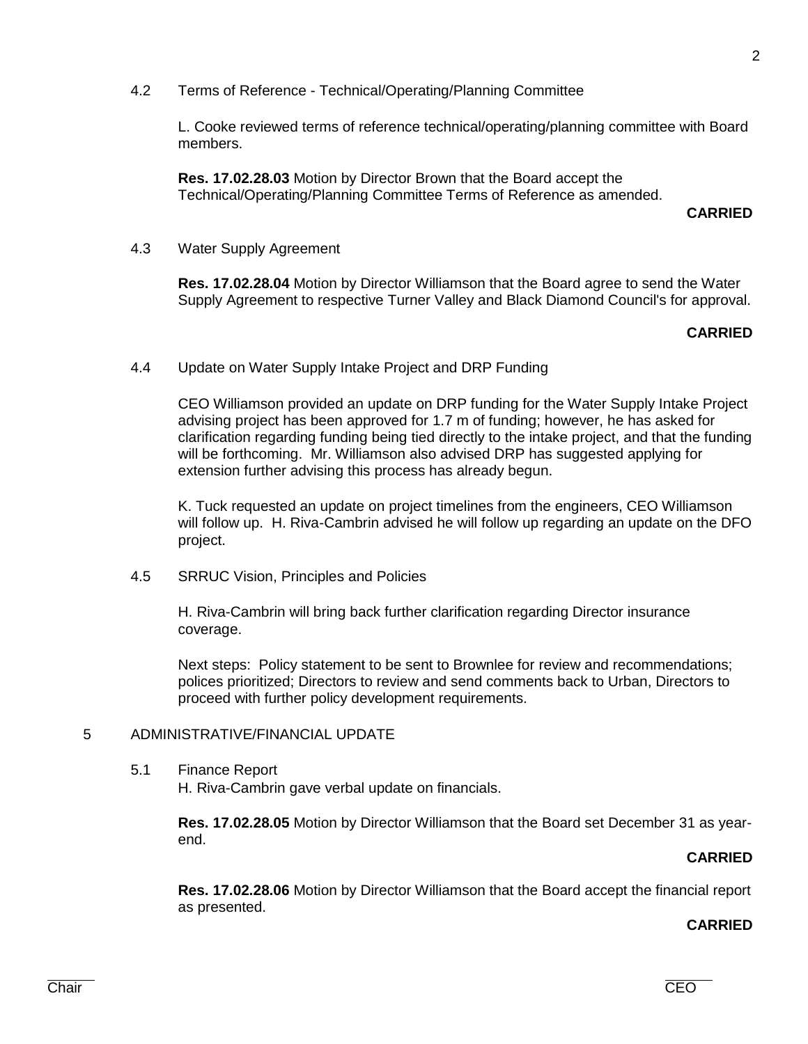4.2 Terms of Reference - Technical/Operating/Planning Committee

L. Cooke reviewed terms of reference technical/operating/planning committee with Board members.

**Res. 17.02.28.03** Motion by Director Brown that the Board accept the Technical/Operating/Planning Committee Terms of Reference as amended.

**CARRIED**

4.3 Water Supply Agreement

**Res. 17.02.28.04** Motion by Director Williamson that the Board agree to send the Water Supply Agreement to respective Turner Valley and Black Diamond Council's for approval.

**CARRIED**

4.4 Update on Water Supply Intake Project and DRP Funding

CEO Williamson provided an update on DRP funding for the Water Supply Intake Project advising project has been approved for 1.7 m of funding; however, he has asked for clarification regarding funding being tied directly to the intake project, and that the funding will be forthcoming. Mr. Williamson also advised DRP has suggested applying for extension further advising this process has already begun.

K. Tuck requested an update on project timelines from the engineers, CEO Williamson will follow up. H. Riva-Cambrin advised he will follow up regarding an update on the DFO project.

4.5 SRRUC Vision, Principles and Policies

H. Riva-Cambrin will bring back further clarification regarding Director insurance coverage.

Next steps: Policy statement to be sent to Brownlee for review and recommendations; polices prioritized; Directors to review and send comments back to Urban, Directors to proceed with further policy development requirements.

5 ADMINISTRATIVE/FINANCIAL UPDATE

5.1 Finance Report
H. Riva-Cambrin gave verbal update on financials.

**Res. 17.02.28.05** Motion by Director Williamson that the Board set December 31 as year-end.

**CARRIED**

**Res. 17.02.28.06** Motion by Director Williamson that the Board accept the financial report as presented.

**CARRIED**

Chair CEO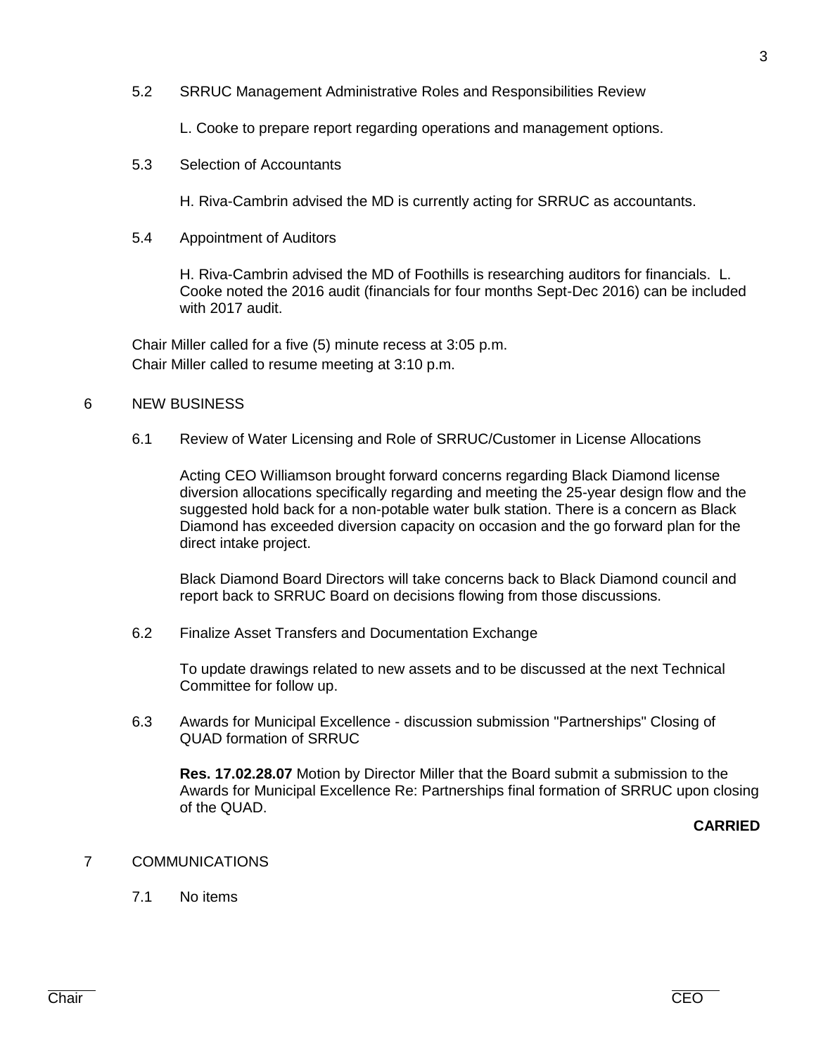5.2 SRRUC Management Administrative Roles and Responsibilities Review

L. Cooke to prepare report regarding operations and management options.

5.3 Selection of Accountants

H. Riva-Cambrin advised the MD is currently acting for SRRUC as accountants.

5.4 Appointment of Auditors

H. Riva-Cambrin advised the MD of Foothills is researching auditors for financials. L. Cooke noted the 2016 audit (financials for four months Sept-Dec 2016) can be included with 2017 audit.

Chair Miller called for a five (5) minute recess at 3:05 p.m.
Chair Miller called to resume meeting at 3:10 p.m.

## 6 NEW BUSINESS

6.1 Review of Water Licensing and Role of SRRUC/Customer in License Allocations

Acting CEO Williamson brought forward concerns regarding Black Diamond license diversion allocations specifically regarding and meeting the 25-year design flow and the suggested hold back for a non-potable water bulk station. There is a concern as Black Diamond has exceeded diversion capacity on occasion and the go forward plan for the direct intake project.

Black Diamond Board Directors will take concerns back to Black Diamond council and report back to SRRUC Board on decisions flowing from those discussions.

6.2 Finalize Asset Transfers and Documentation Exchange

To update drawings related to new assets and to be discussed at the next Technical Committee for follow up.

6.3 Awards for Municipal Excellence - discussion submission "Partnerships" Closing of QUAD formation of SRRUC

**Res. 17.02.28.07** Motion by Director Miller that the Board submit a submission to the Awards for Municipal Excellence Re: Partnerships final formation of SRRUC upon closing of the QUAD.

**CARRIED**

## 7 COMMUNICATIONS

7.1 No items

Chair CEO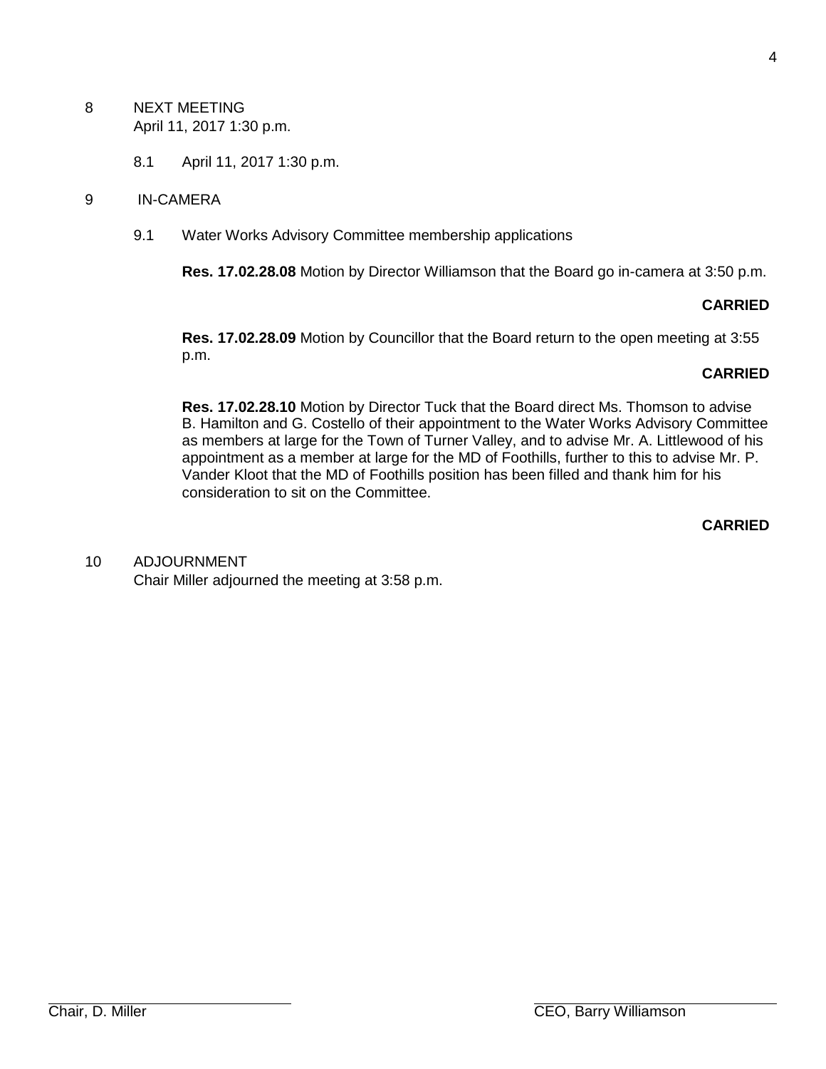8 NEXT MEETING
April 11, 2017 1:30 p.m.

8.1 April 11, 2017 1:30 p.m.

9 IN-CAMERA

9.1 Water Works Advisory Committee membership applications

**Res. 17.02.28.08** Motion by Director Williamson that the Board go in-camera at 3:50 p.m.

**CARRIED**

**Res. 17.02.28.09** Motion by Councillor that the Board return to the open meeting at 3:55 p.m.

**CARRIED**

**Res. 17.02.28.10** Motion by Director Tuck that the Board direct Ms. Thomson to advise B. Hamilton and G. Costello of their appointment to the Water Works Advisory Committee as members at large for the Town of Turner Valley, and to advise Mr. A. Littlewood of his appointment as a member at large for the MD of Foothills, further to this to advise Mr. P. Vander Kloot that the MD of Foothills position has been filled and thank him for his consideration to sit on the Committee.

**CARRIED**

10 ADJOURNMENT
Chair Miller adjourned the meeting at 3:58 p.m.

Chair, D. Miller

CEO, Barry Williamson